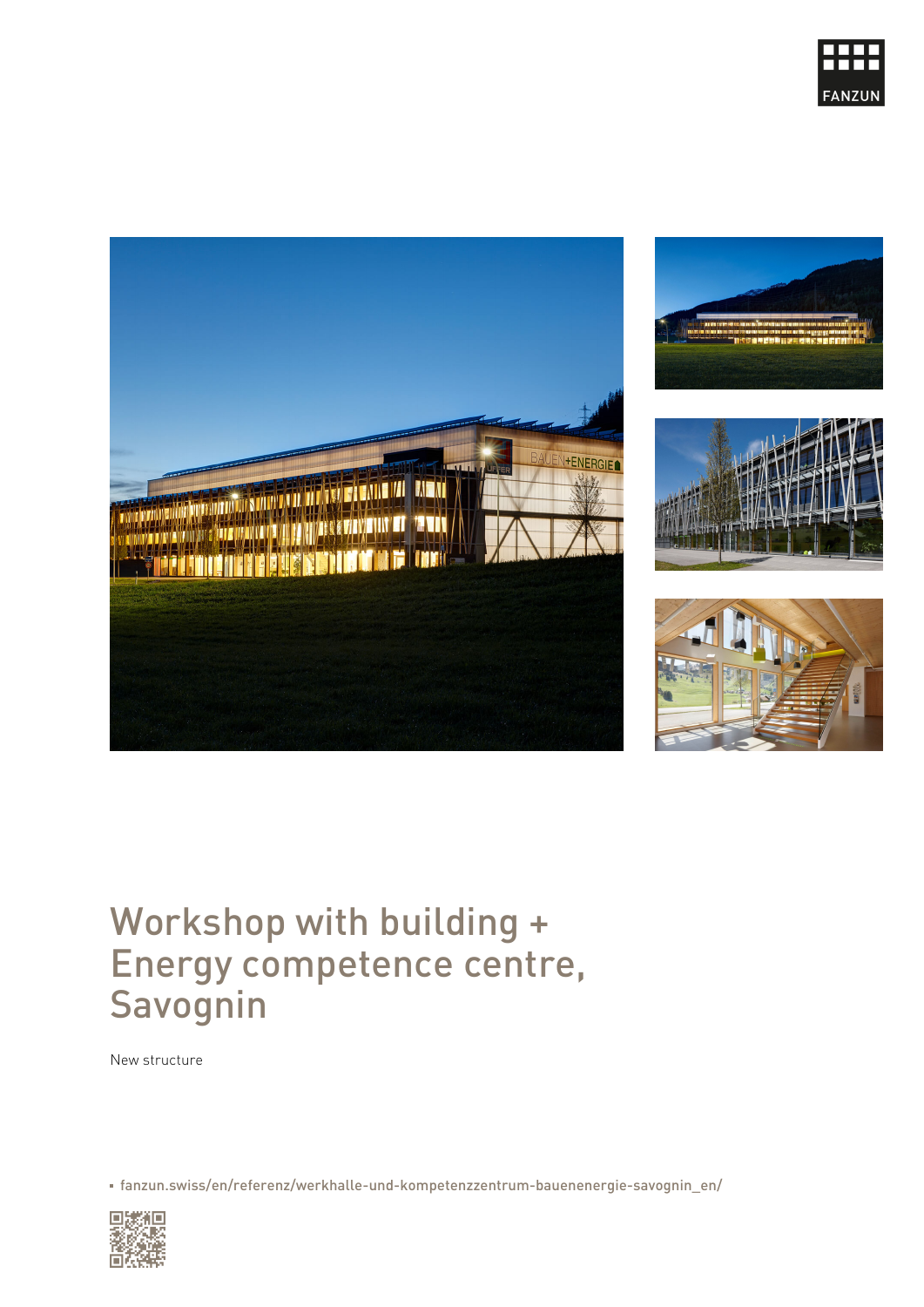# Workshop with building + Energy competence centre, Savognin

New structure

- fanzun.swiss/en/referenz/werkhalle-und-kompetenzzentrum-bauenenergie-savognin_en/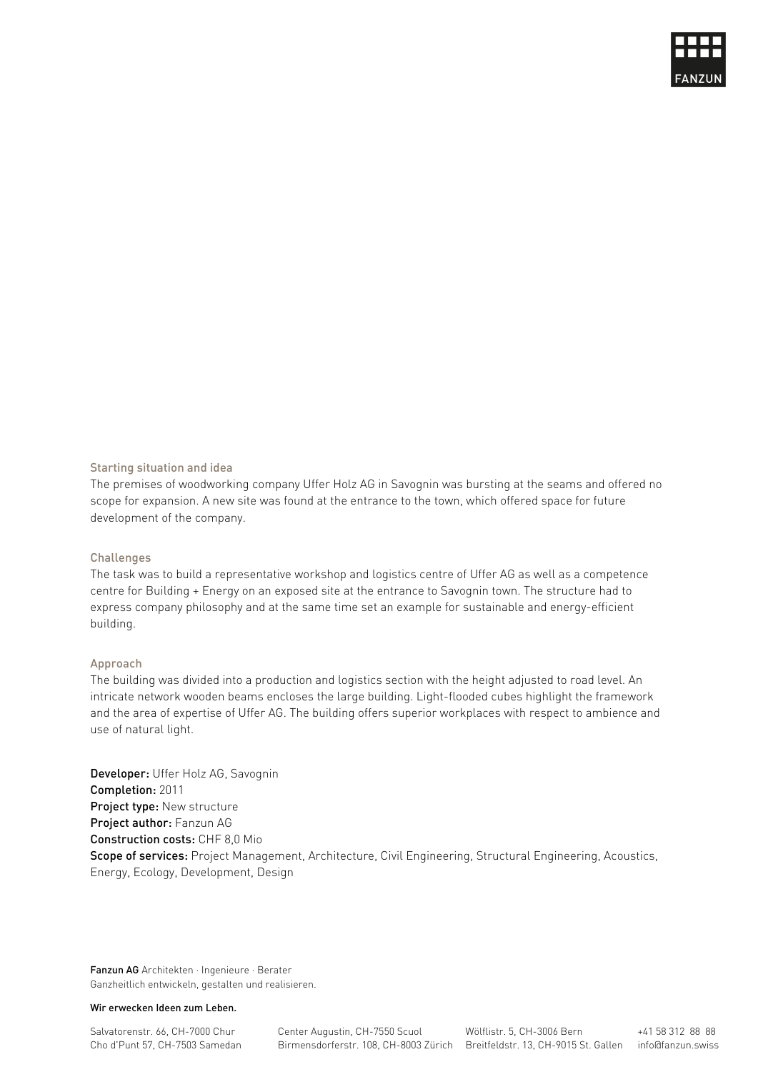### Starting situation and idea

The premises of woodworking company Uffer Holz AG in Savognin was bursting at the seams and offered no scope for expansion. A new site was found at the entrance to the town, which offered space for future development of the company.

### Challenges

The task was to build a representative workshop and logistics centre of Uffer AG as well as a competence centre for Building + Energy on an exposed site at the entrance to Savognin town. The structure had to express company philosophy and at the same time set an example for sustainable and energy-efficient building.

### Approach

The building was divided into a production and logistics section with the height adjusted to road level. An intricate network wooden beams encloses the large building. Light-flooded cubes highlight the framework and the area of expertise of Uffer AG. The building offers superior workplaces with respect to ambience and use of natural light.

**Developer:** Uffer Holz AG, Savognin
**Completion:** 2011
**Project type:** New structure
**Project author:** Fanzun AG
**Construction costs:** CHF 8,0 Mio
**Scope of services:** Project Management, Architecture, Civil Engineering, Structural Engineering, Acoustics, Energy, Ecology, Development, Design

**Fanzun AG** Architekten · Ingenieure · Berater
Ganzheitlich entwickeln, gestalten und realisieren.

**Wir erwecken Ideen zum Leben.**

Salvatorenstr. 66, CH-7000 Chur
Cho d'Punt 57, CH-7503 Samedan
Center Augustin, CH-7550 Scuol
Birmensdorferstr. 108, CH-8003 Zürich
Wölflistr. 5, CH-3006 Bern
Breitfeldstr. 13, CH-9015 St. Gallen
+41 58 312 88 88
info@fanzun.swiss